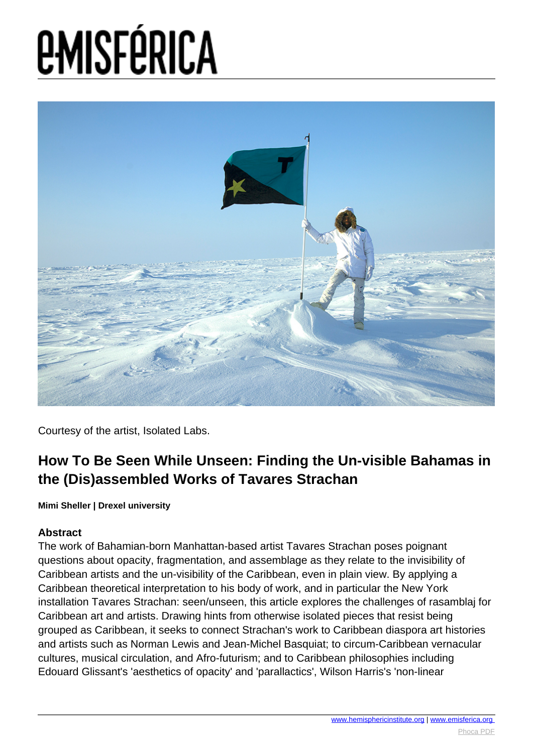# e-MISFÉRICA

Courtesy of the artist, Isolated Labs.

## How To Be Seen While Unseen: Finding the Un-visible Bahamas in the (Dis)assembled Works of Tavares Strachan

**Mimi Sheller | Drexel university**

### Abstract

The work of Bahamian-born Manhattan-based artist Tavares Strachan poses poignant questions about opacity, fragmentation, and assemblage as they relate to the invisibility of Caribbean artists and the un-visibility of the Caribbean, even in plain view. By applying a Caribbean theoretical interpretation to his body of work, and in particular the New York installation Tavares Strachan: seen/unseen, this article explores the challenges of rasamblaj for Caribbean art and artists. Drawing hints from otherwise isolated pieces that resist being grouped as Caribbean, it seeks to connect Strachan's work to Caribbean diaspora art histories and artists such as Norman Lewis and Jean-Michel Basquiat; to circum-Caribbean vernacular cultures, musical circulation, and Afro-futurism; and to Caribbean philosophies including Edouard Glissant's 'aesthetics of opacity' and 'parallactics', Wilson Harris's 'non-linear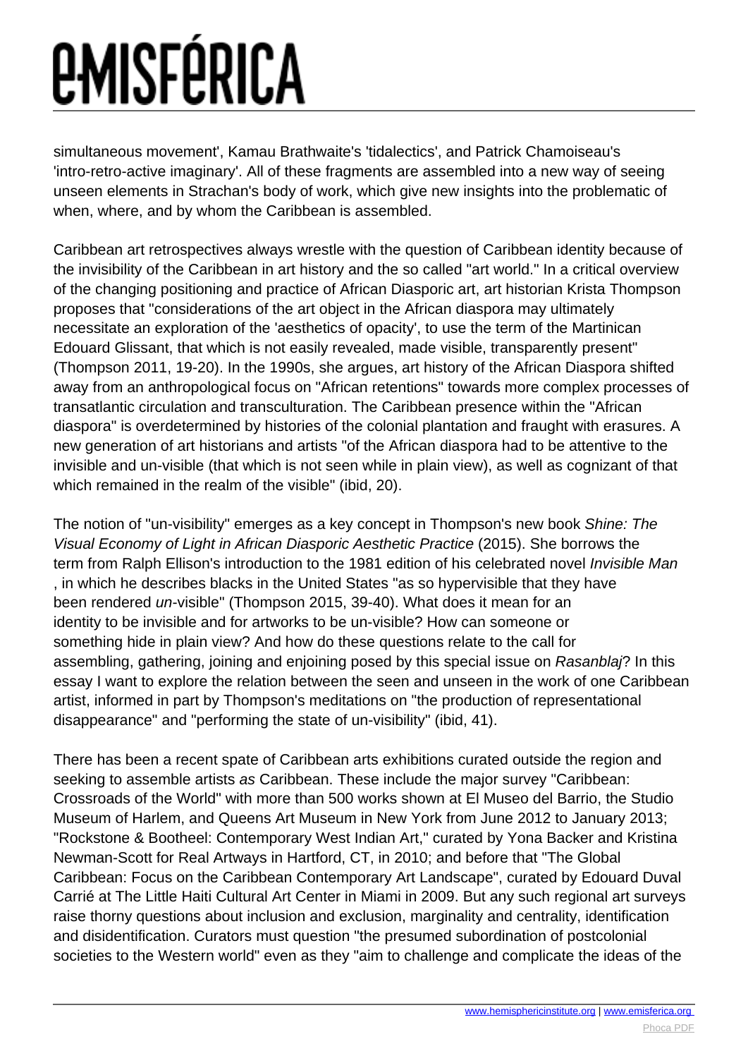simultaneous movement', Kamau Brathwaite's 'tidalectics', and Patrick Chamoiseau's 'intro-retro-active imaginary'. All of these fragments are assembled into a new way of seeing unseen elements in Strachan's body of work, which give new insights into the problematic of when, where, and by whom the Caribbean is assembled.

Caribbean art retrospectives always wrestle with the question of Caribbean identity because of the invisibility of the Caribbean in art history and the so called "art world." In a critical overview of the changing positioning and practice of African Diasporic art, art historian Krista Thompson proposes that "considerations of the art object in the African diaspora may ultimately necessitate an exploration of the 'aesthetics of opacity', to use the term of the Martinican Edouard Glissant, that which is not easily revealed, made visible, transparently present" (Thompson 2011, 19-20). In the 1990s, she argues, art history of the African Diaspora shifted away from an anthropological focus on "African retentions" towards more complex processes of transatlantic circulation and transculturation. The Caribbean presence within the "African diaspora" is overdetermined by histories of the colonial plantation and fraught with erasures. A new generation of art historians and artists "of the African diaspora had to be attentive to the invisible and un-visible (that which is not seen while in plain view), as well as cognizant of that which remained in the realm of the visible" (ibid, 20).

The notion of "un-visibility" emerges as a key concept in Thompson's new book *Shine: The Visual Economy of Light in African Diasporic Aesthetic Practice* (2015). She borrows the term from Ralph Ellison's introduction to the 1981 edition of his celebrated novel *Invisible Man*, in which he describes blacks in the United States "as so hypervisible that they have been rendered *un*-visible" (Thompson 2015, 39-40). What does it mean for an identity to be invisible and for artworks to be un-visible? How can someone or something hide in plain view? And how do these questions relate to the call for assembling, gathering, joining and enjoining posed by this special issue on *Rasanblaj*? In this essay I want to explore the relation between the seen and unseen in the work of one Caribbean artist, informed in part by Thompson's meditations on "the production of representational disappearance" and "performing the state of un-visibility" (ibid, 41).

There has been a recent spate of Caribbean arts exhibitions curated outside the region and seeking to assemble artists *as* Caribbean. These include the major survey "Caribbean: Crossroads of the World" with more than 500 works shown at El Museo del Barrio, the Studio Museum of Harlem, and Queens Art Museum in New York from June 2012 to January 2013; "Rockstone & Bootheel: Contemporary West Indian Art," curated by Yona Backer and Kristina Newman-Scott for Real Artways in Hartford, CT, in 2010; and before that "The Global Caribbean: Focus on the Caribbean Contemporary Art Landscape", curated by Edouard Duval Carrié at The Little Haiti Cultural Art Center in Miami in 2009. But any such regional art surveys raise thorny questions about inclusion and exclusion, marginality and centrality, identification and disidentification. Curators must question "the presumed subordination of postcolonial societies to the Western world" even as they "aim to challenge and complicate the ideas of the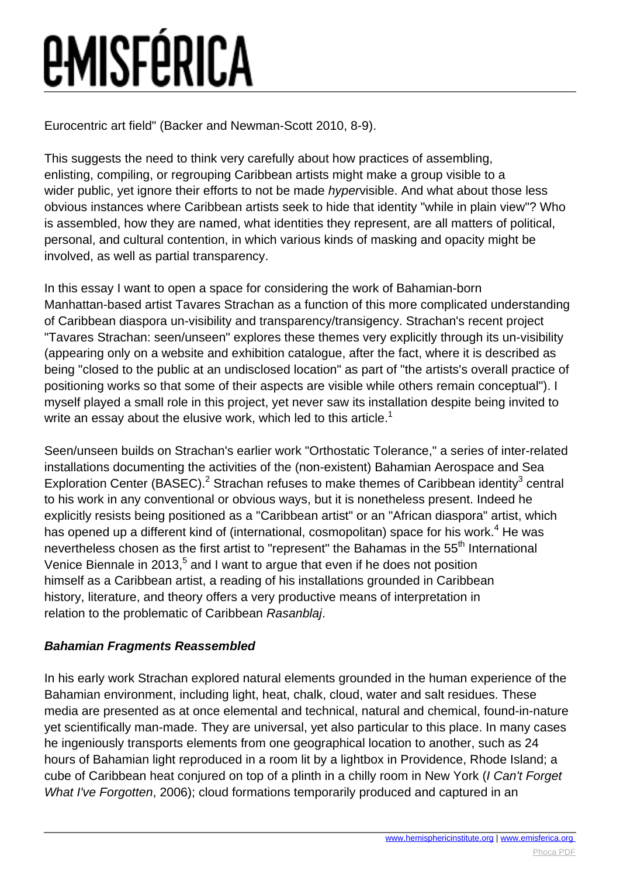Eurocentric art field" (Backer and Newman-Scott 2010, 8-9).

This suggests the need to think very carefully about how practices of assembling, enlisting, compiling, or regrouping Caribbean artists might make a group visible to a wider public, yet ignore their efforts to not be made *hyper*visible. And what about those less obvious instances where Caribbean artists seek to hide that identity "while in plain view"? Who is assembled, how they are named, what identities they represent, are all matters of political, personal, and cultural contention, in which various kinds of masking and opacity might be involved, as well as partial transparency.

In this essay I want to open a space for considering the work of Bahamian-born Manhattan-based artist Tavares Strachan as a function of this more complicated understanding of Caribbean diaspora un-visibility and transparency/transigency. Strachan's recent project "Tavares Strachan: seen/unseen" explores these themes very explicitly through its un-visibility (appearing only on a website and exhibition catalogue, after the fact, where it is described as being "closed to the public at an undisclosed location" as part of "the artists's overall practice of positioning works so that some of their aspects are visible while others remain conceptual"). I myself played a small role in this project, yet never saw its installation despite being invited to write an essay about the elusive work, which led to this article.[1]

Seen/unseen builds on Strachan's earlier work "Orthostatic Tolerance," a series of inter-related installations documenting the activities of the (non-existent) Bahamian Aerospace and Sea Exploration Center (BASEC).[2] Strachan refuses to make themes of Caribbean identity[3] central to his work in any conventional or obvious ways, but it is nonetheless present. Indeed he explicitly resists being positioned as a "Caribbean artist" or an "African diaspora" artist, which has opened up a different kind of (international, cosmopolitan) space for his work.[4] He was nevertheless chosen as the first artist to "represent" the Bahamas in the 55th International Venice Biennale in 2013,[5] and I want to argue that even if he does not position himself as a Caribbean artist, a reading of his installations grounded in Caribbean history, literature, and theory offers a very productive means of interpretation in relation to the problematic of Caribbean *Rasanblaj*.

### ***Bahamian Fragments Reassembled***

In his early work Strachan explored natural elements grounded in the human experience of the Bahamian environment, including light, heat, chalk, cloud, water and salt residues. These media are presented as at once elemental and technical, natural and chemical, found-in-nature yet scientifically man-made. They are universal, yet also particular to this place. In many cases he ingeniously transports elements from one geographical location to another, such as 24 hours of Bahamian light reproduced in a room lit by a lightbox in Providence, Rhode Island; a cube of Caribbean heat conjured on top of a plinth in a chilly room in New York (*I Can't Forget What I've Forgotten*, 2006); cloud formations temporarily produced and captured in an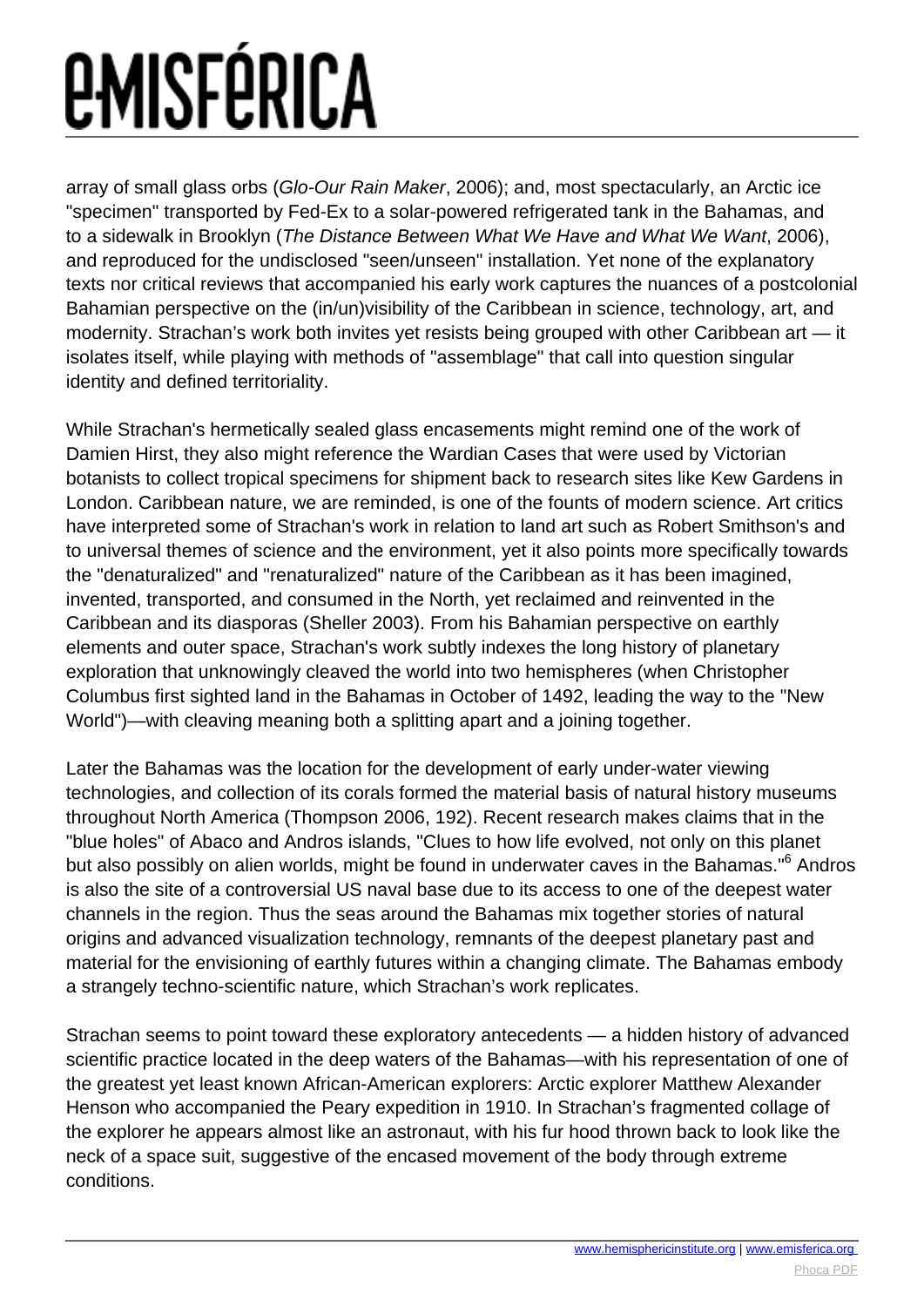array of small glass orbs (*Glo-Our Rain Maker*, 2006); and, most spectacularly, an Arctic ice "specimen" transported by Fed-Ex to a solar-powered refrigerated tank in the Bahamas, and to a sidewalk in Brooklyn (*The Distance Between What We Have and What We Want*, 2006), and reproduced for the undisclosed "seen/unseen" installation. Yet none of the explanatory texts nor critical reviews that accompanied his early work captures the nuances of a postcolonial Bahamian perspective on the (in/un)visibility of the Caribbean in science, technology, art, and modernity. Strachan's work both invites yet resists being grouped with other Caribbean art — it isolates itself, while playing with methods of "assemblage" that call into question singular identity and defined territoriality.

While Strachan's hermetically sealed glass encasements might remind one of the work of Damien Hirst, they also might reference the Wardian Cases that were used by Victorian botanists to collect tropical specimens for shipment back to research sites like Kew Gardens in London. Caribbean nature, we are reminded, is one of the founts of modern science. Art critics have interpreted some of Strachan's work in relation to land art such as Robert Smithson's and to universal themes of science and the environment, yet it also points more specifically towards the "denaturalized" and "renaturalized" nature of the Caribbean as it has been imagined, invented, transported, and consumed in the North, yet reclaimed and reinvented in the Caribbean and its diasporas (Sheller 2003). From his Bahamian perspective on earthly elements and outer space, Strachan's work subtly indexes the long history of planetary exploration that unknowingly cleaved the world into two hemispheres (when Christopher Columbus first sighted land in the Bahamas in October of 1492, leading the way to the "New World")—with cleaving meaning both a splitting apart and a joining together.

Later the Bahamas was the location for the development of early under-water viewing technologies, and collection of its corals formed the material basis of natural history museums throughout North America (Thompson 2006, 192). Recent research makes claims that in the "blue holes" of Abaco and Andros islands, "Clues to how life evolved, not only on this planet but also possibly on alien worlds, might be found in underwater caves in the Bahamas."[6] Andros is also the site of a controversial US naval base due to its access to one of the deepest water channels in the region. Thus the seas around the Bahamas mix together stories of natural origins and advanced visualization technology, remnants of the deepest planetary past and material for the envisioning of earthly futures within a changing climate. The Bahamas embody a strangely techno-scientific nature, which Strachan's work replicates.

Strachan seems to point toward these exploratory antecedents — a hidden history of advanced scientific practice located in the deep waters of the Bahamas—with his representation of one of the greatest yet least known African-American explorers: Arctic explorer Matthew Alexander Henson who accompanied the Peary expedition in 1910. In Strachan's fragmented collage of the explorer he appears almost like an astronaut, with his fur hood thrown back to look like the neck of a space suit, suggestive of the encased movement of the body through extreme conditions.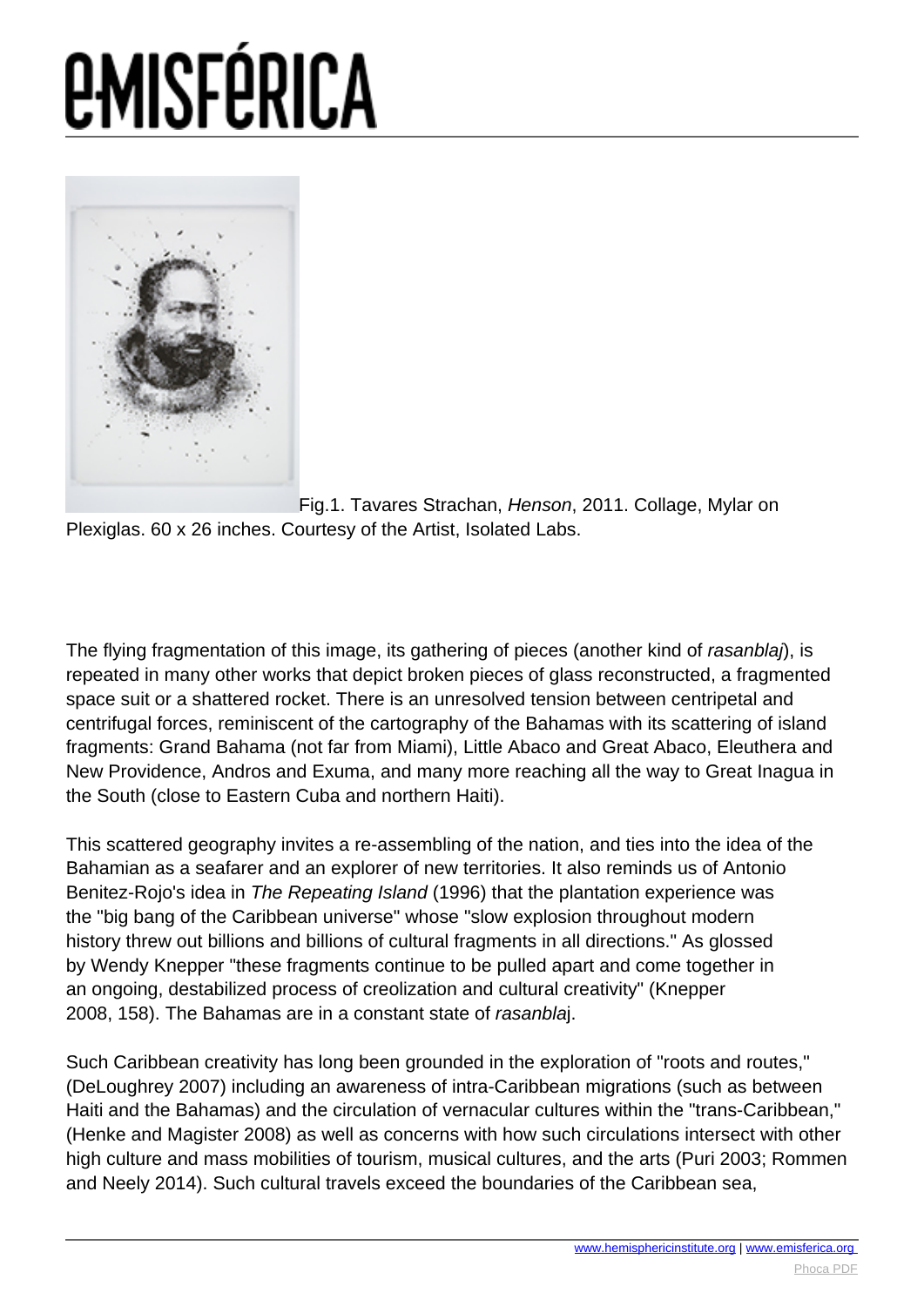Fig.1. Tavares Strachan, *Henson*, 2011. Collage, Mylar on Plexiglas. 60 x 26 inches. Courtesy of the Artist, Isolated Labs.

The flying fragmentation of this image, its gathering of pieces (another kind of *rasanblaj*), is repeated in many other works that depict broken pieces of glass reconstructed, a fragmented space suit or a shattered rocket. There is an unresolved tension between centripetal and centrifugal forces, reminiscent of the cartography of the Bahamas with its scattering of island fragments: Grand Bahama (not far from Miami), Little Abaco and Great Abaco, Eleuthera and New Providence, Andros and Exuma, and many more reaching all the way to Great Inagua in the South (close to Eastern Cuba and northern Haiti).

This scattered geography invites a re-assembling of the nation, and ties into the idea of the Bahamian as a seafarer and an explorer of new territories. It also reminds us of Antonio Benitez-Rojo's idea in *The Repeating Island* (1996) that the plantation experience was the "big bang of the Caribbean universe" whose "slow explosion throughout modern history threw out billions and billions of cultural fragments in all directions." As glossed by Wendy Knepper "these fragments continue to be pulled apart and come together in an ongoing, destabilized process of creolization and cultural creativity" (Knepper 2008, 158). The Bahamas are in a constant state of *rasanblaj*.

Such Caribbean creativity has long been grounded in the exploration of "roots and routes," (DeLoughrey 2007) including an awareness of intra-Caribbean migrations (such as between Haiti and the Bahamas) and the circulation of vernacular cultures within the "trans-Caribbean," (Henke and Magister 2008) as well as concerns with how such circulations intersect with other high culture and mass mobilities of tourism, musical cultures, and the arts (Puri 2003; Rommen and Neely 2014). Such cultural travels exceed the boundaries of the Caribbean sea,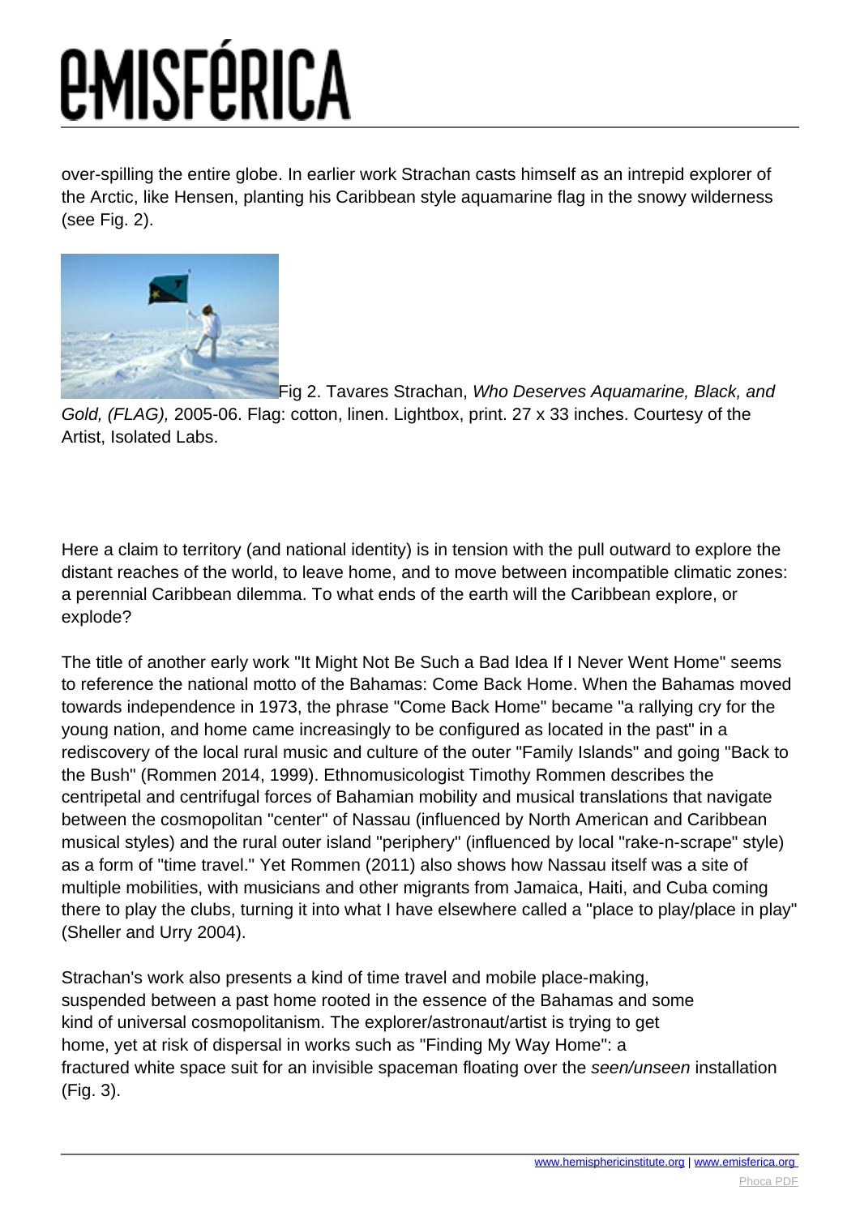over-spilling the entire globe. In earlier work Strachan casts himself as an intrepid explorer of the Arctic, like Hensen, planting his Caribbean style aquamarine flag in the snowy wilderness (see Fig. 2).

Fig 2. Tavares Strachan, *Who Deserves Aquamarine, Black, and Gold, (FLAG),* 2005-06. Flag: cotton, linen. Lightbox, print. 27 x 33 inches. Courtesy of the Artist, Isolated Labs.

Here a claim to territory (and national identity) is in tension with the pull outward to explore the distant reaches of the world, to leave home, and to move between incompatible climatic zones: a perennial Caribbean dilemma. To what ends of the earth will the Caribbean explore, or explode?

The title of another early work "It Might Not Be Such a Bad Idea If I Never Went Home" seems to reference the national motto of the Bahamas: Come Back Home. When the Bahamas moved towards independence in 1973, the phrase "Come Back Home" became "a rallying cry for the young nation, and home came increasingly to be configured as located in the past" in a rediscovery of the local rural music and culture of the outer "Family Islands" and going "Back to the Bush" (Rommen 2014, 1999). Ethnomusicologist Timothy Rommen describes the centripetal and centrifugal forces of Bahamian mobility and musical translations that navigate between the cosmopolitan "center" of Nassau (influenced by North American and Caribbean musical styles) and the rural outer island "periphery" (influenced by local "rake-n-scrape" style) as a form of "time travel." Yet Rommen (2011) also shows how Nassau itself was a site of multiple mobilities, with musicians and other migrants from Jamaica, Haiti, and Cuba coming there to play the clubs, turning it into what I have elsewhere called a "place to play/place in play" (Sheller and Urry 2004).

Strachan's work also presents a kind of time travel and mobile place-making, suspended between a past home rooted in the essence of the Bahamas and some kind of universal cosmopolitanism. The explorer/astronaut/artist is trying to get home, yet at risk of dispersal in works such as "Finding My Way Home": a fractured white space suit for an invisible spaceman floating over the *seen/unseen* installation (Fig. 3).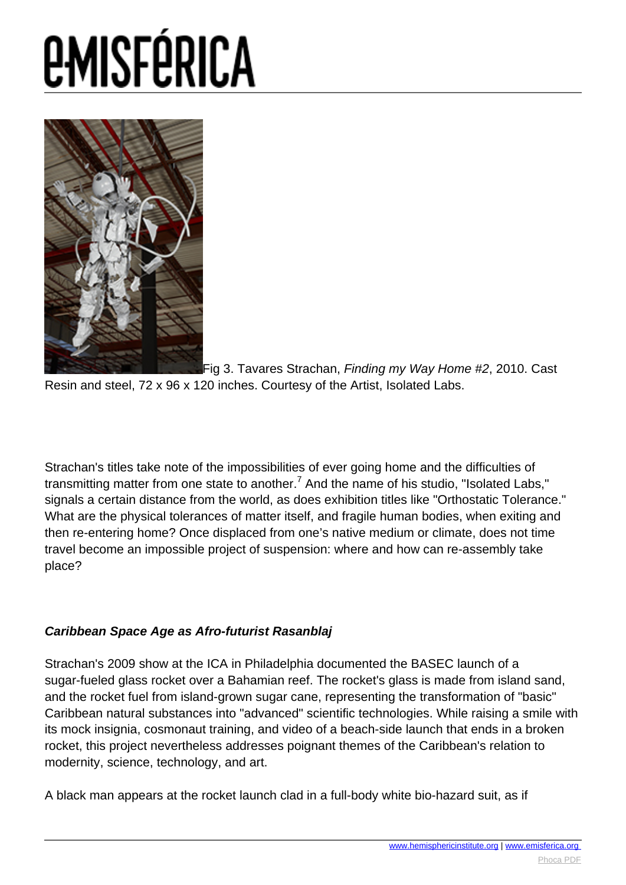Fig 3. Tavares Strachan, *Finding my Way Home #2*, 2010. Cast Resin and steel, 72 x 96 x 120 inches. Courtesy of the Artist, Isolated Labs.

Strachan's titles take note of the impossibilities of ever going home and the difficulties of transmitting matter from one state to another.[7] And the name of his studio, "Isolated Labs," signals a certain distance from the world, as does exhibition titles like "Orthostatic Tolerance." What are the physical tolerances of matter itself, and fragile human bodies, when exiting and then re-entering home? Once displaced from one's native medium or climate, does not time travel become an impossible project of suspension: where and how can re-assembly take place?

### ***Caribbean Space Age as Afro-futurist Rasanblaj***

Strachan's 2009 show at the ICA in Philadelphia documented the BASEC launch of a sugar-fueled glass rocket over a Bahamian reef. The rocket's glass is made from island sand, and the rocket fuel from island-grown sugar cane, representing the transformation of "basic" Caribbean natural substances into "advanced" scientific technologies. While raising a smile with its mock insignia, cosmonaut training, and video of a beach-side launch that ends in a broken rocket, this project nevertheless addresses poignant themes of the Caribbean's relation to modernity, science, technology, and art.

A black man appears at the rocket launch clad in a full-body white bio-hazard suit, as if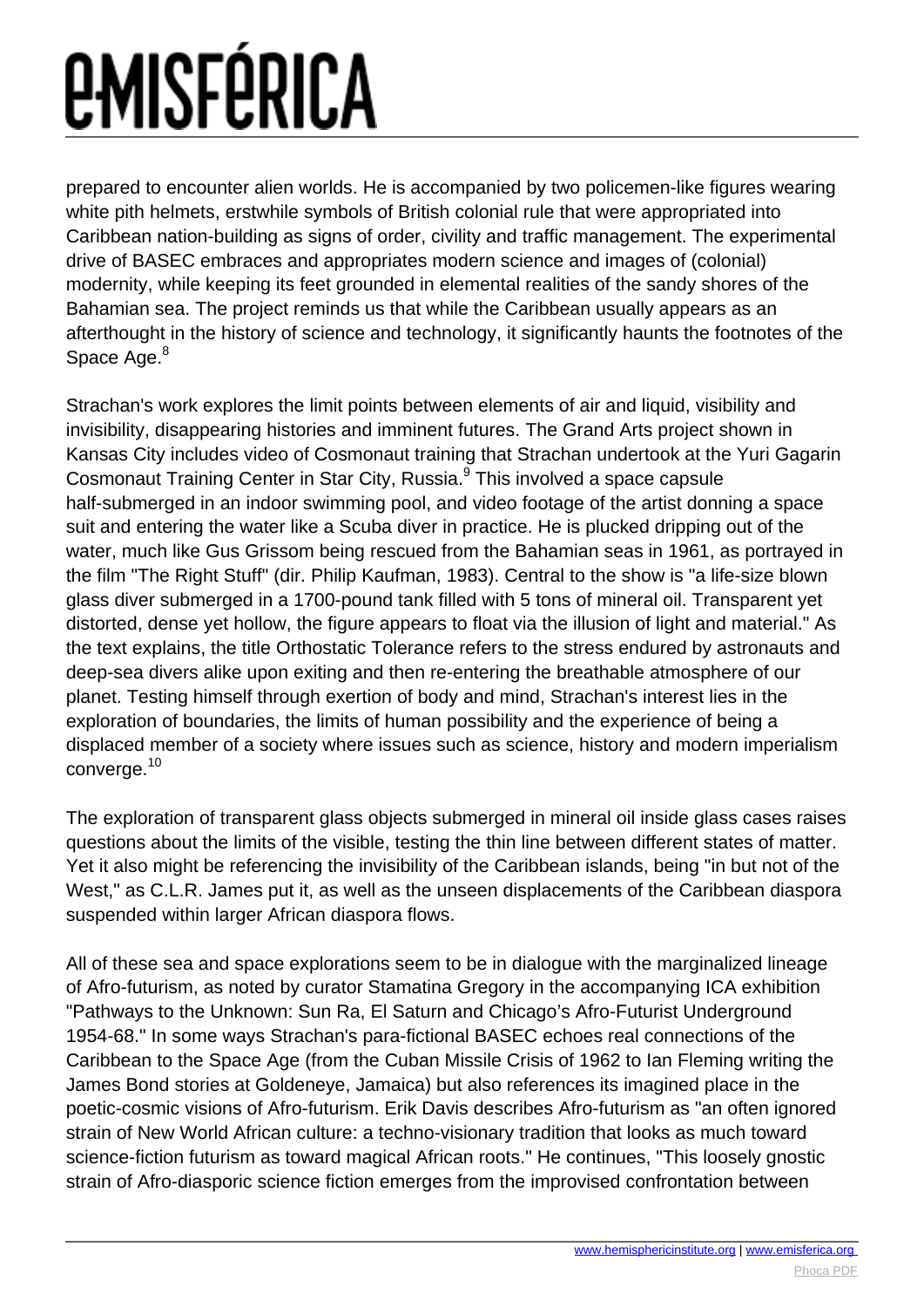prepared to encounter alien worlds. He is accompanied by two policemen-like figures wearing white pith helmets, erstwhile symbols of British colonial rule that were appropriated into Caribbean nation-building as signs of order, civility and traffic management. The experimental drive of BASEC embraces and appropriates modern science and images of (colonial) modernity, while keeping its feet grounded in elemental realities of the sandy shores of the Bahamian sea. The project reminds us that while the Caribbean usually appears as an afterthought in the history of science and technology, it significantly haunts the footnotes of the Space Age.[8]

Strachan's work explores the limit points between elements of air and liquid, visibility and invisibility, disappearing histories and imminent futures. The Grand Arts project shown in Kansas City includes video of Cosmonaut training that Strachan undertook at the Yuri Gagarin Cosmonaut Training Center in Star City, Russia.[9] This involved a space capsule half-submerged in an indoor swimming pool, and video footage of the artist donning a space suit and entering the water like a Scuba diver in practice. He is plucked dripping out of the water, much like Gus Grissom being rescued from the Bahamian seas in 1961, as portrayed in the film "The Right Stuff" (dir. Philip Kaufman, 1983). Central to the show is "a life-size blown glass diver submerged in a 1700-pound tank filled with 5 tons of mineral oil. Transparent yet distorted, dense yet hollow, the figure appears to float via the illusion of light and material." As the text explains, the title Orthostatic Tolerance refers to the stress endured by astronauts and deep-sea divers alike upon exiting and then re-entering the breathable atmosphere of our planet. Testing himself through exertion of body and mind, Strachan's interest lies in the exploration of boundaries, the limits of human possibility and the experience of being a displaced member of a society where issues such as science, history and modern imperialism converge.[10]

The exploration of transparent glass objects submerged in mineral oil inside glass cases raises questions about the limits of the visible, testing the thin line between different states of matter. Yet it also might be referencing the invisibility of the Caribbean islands, being "in but not of the West," as C.L.R. James put it, as well as the unseen displacements of the Caribbean diaspora suspended within larger African diaspora flows.

All of these sea and space explorations seem to be in dialogue with the marginalized lineage of Afro-futurism, as noted by curator Stamatina Gregory in the accompanying ICA exhibition "Pathways to the Unknown: Sun Ra, El Saturn and Chicago's Afro-Futurist Underground 1954-68." In some ways Strachan's para-fictional BASEC echoes real connections of the Caribbean to the Space Age (from the Cuban Missile Crisis of 1962 to Ian Fleming writing the James Bond stories at Goldeneye, Jamaica) but also references its imagined place in the poetic-cosmic visions of Afro-futurism. Erik Davis describes Afro-futurism as "an often ignored strain of New World African culture: a techno-visionary tradition that looks as much toward science-fiction futurism as toward magical African roots." He continues, "This loosely gnostic strain of Afro-diasporic science fiction emerges from the improvised confrontation between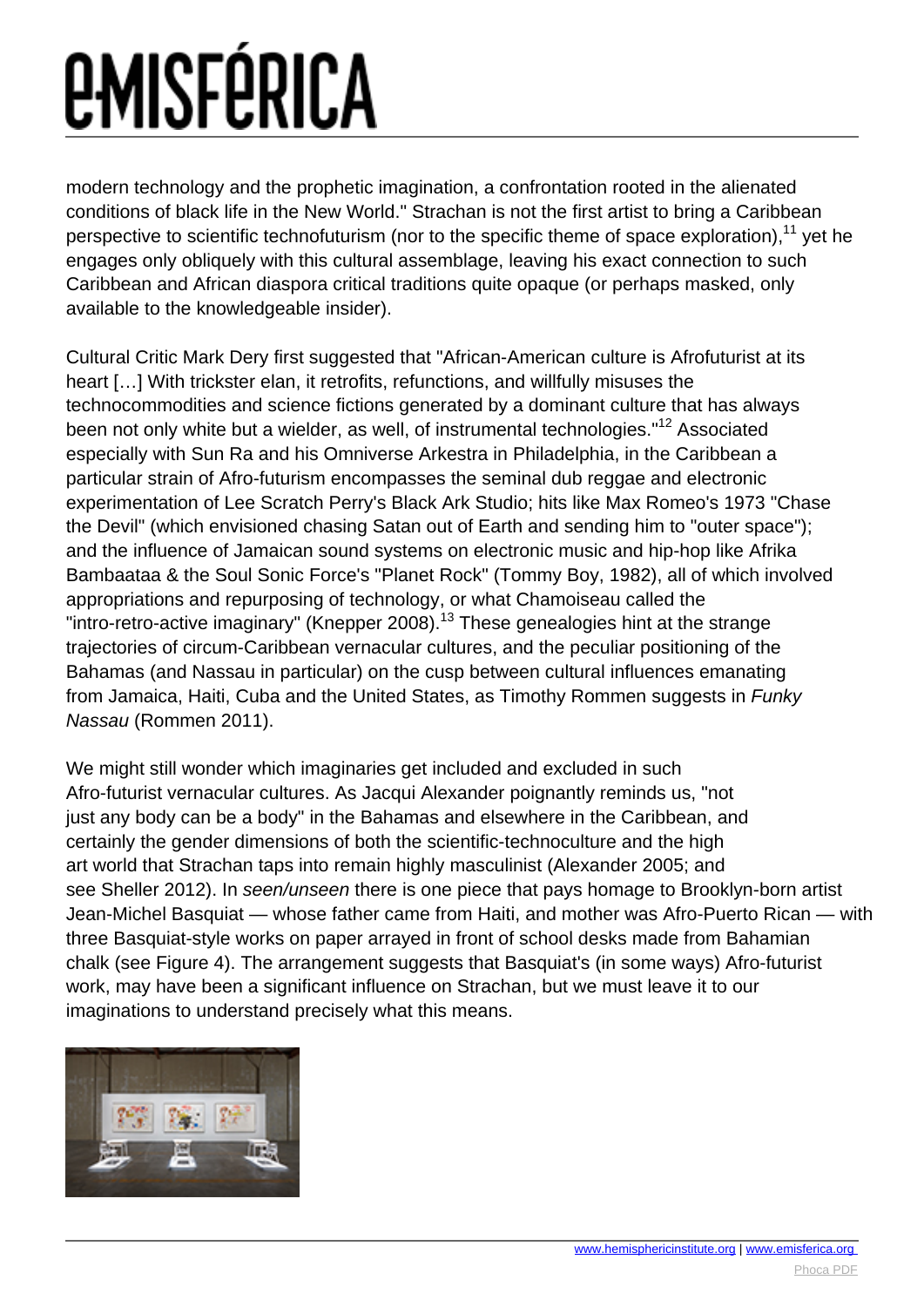modern technology and the prophetic imagination, a confrontation rooted in the alienated conditions of black life in the New World." Strachan is not the first artist to bring a Caribbean perspective to scientific technofuturism (nor to the specific theme of space exploration),[11] yet he engages only obliquely with this cultural assemblage, leaving his exact connection to such Caribbean and African diaspora critical traditions quite opaque (or perhaps masked, only available to the knowledgeable insider).

Cultural Critic Mark Dery first suggested that "African-American culture is Afrofuturist at its heart […] With trickster elan, it retrofits, refunctions, and willfully misuses the technocommodities and science fictions generated by a dominant culture that has always been not only white but a wielder, as well, of instrumental technologies."[12] Associated especially with Sun Ra and his Omniverse Arkestra in Philadelphia, in the Caribbean a particular strain of Afro-futurism encompasses the seminal dub reggae and electronic experimentation of Lee Scratch Perry's Black Ark Studio; hits like Max Romeo's 1973 "Chase the Devil" (which envisioned chasing Satan out of Earth and sending him to "outer space"); and the influence of Jamaican sound systems on electronic music and hip-hop like Afrika Bambaataa & the Soul Sonic Force's "Planet Rock" (Tommy Boy, 1982), all of which involved appropriations and repurposing of technology, or what Chamoiseau called the "intro-retro-active imaginary" (Knepper 2008).[13] These genealogies hint at the strange trajectories of circum-Caribbean vernacular cultures, and the peculiar positioning of the Bahamas (and Nassau in particular) on the cusp between cultural influences emanating from Jamaica, Haiti, Cuba and the United States, as Timothy Rommen suggests in *Funky Nassau* (Rommen 2011).

We might still wonder which imaginaries get included and excluded in such Afro-futurist vernacular cultures. As Jacqui Alexander poignantly reminds us, "not just any body can be a body" in the Bahamas and elsewhere in the Caribbean, and certainly the gender dimensions of both the scientific-technoculture and the high art world that Strachan taps into remain highly masculinist (Alexander 2005; and see Sheller 2012). In *seen/unseen* there is one piece that pays homage to Brooklyn-born artist Jean-Michel Basquiat — whose father came from Haiti, and mother was Afro-Puerto Rican — with three Basquiat-style works on paper arrayed in front of school desks made from Bahamian chalk (see Figure 4). The arrangement suggests that Basquiat's (in some ways) Afro-futurist work, may have been a significant influence on Strachan, but we must leave it to our imaginations to understand precisely what this means.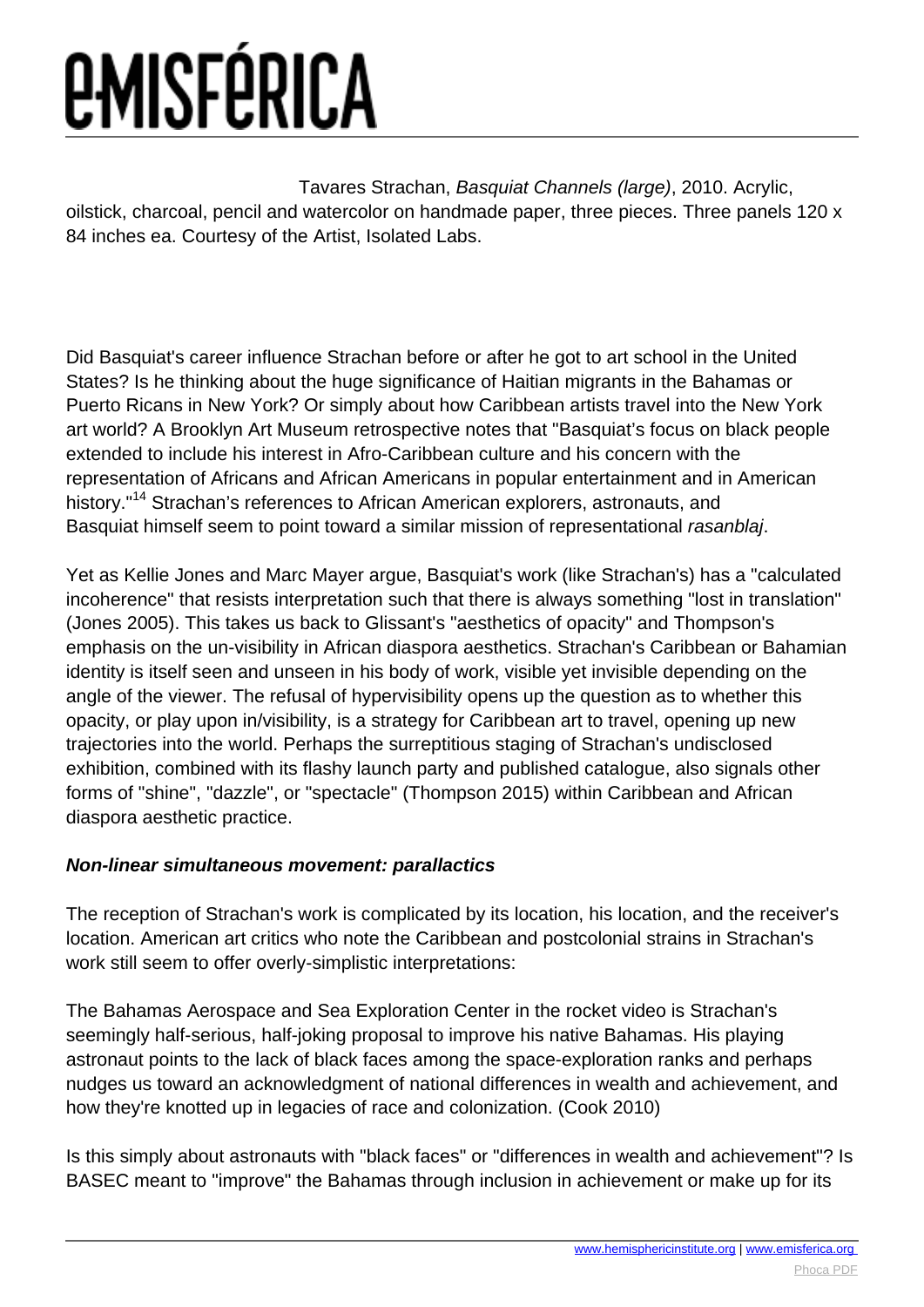Tavares Strachan, *Basquiat Channels (large)*, 2010. Acrylic, oilstick, charcoal, pencil and watercolor on handmade paper, three pieces. Three panels 120 x 84 inches ea. Courtesy of the Artist, Isolated Labs.

Did Basquiat's career influence Strachan before or after he got to art school in the United States? Is he thinking about the huge significance of Haitian migrants in the Bahamas or Puerto Ricans in New York? Or simply about how Caribbean artists travel into the New York art world? A Brooklyn Art Museum retrospective notes that "Basquiat's focus on black people extended to include his interest in Afro-Caribbean culture and his concern with the representation of Africans and African Americans in popular entertainment and in American history."[14] Strachan's references to African American explorers, astronauts, and Basquiat himself seem to point toward a similar mission of representational *rasanblaj*.

Yet as Kellie Jones and Marc Mayer argue, Basquiat's work (like Strachan's) has a "calculated incoherence" that resists interpretation such that there is always something "lost in translation" (Jones 2005). This takes us back to Glissant's "aesthetics of opacity" and Thompson's emphasis on the un-visibility in African diaspora aesthetics. Strachan's Caribbean or Bahamian identity is itself seen and unseen in his body of work, visible yet invisible depending on the angle of the viewer. The refusal of hypervisibility opens up the question as to whether this opacity, or play upon in/visibility, is a strategy for Caribbean art to travel, opening up new trajectories into the world. Perhaps the surreptitious staging of Strachan's undisclosed exhibition, combined with its flashy launch party and published catalogue, also signals other forms of "shine", "dazzle", or "spectacle" (Thompson 2015) within Caribbean and African diaspora aesthetic practice.

### ***Non-linear simultaneous movement: parallactics***

The reception of Strachan's work is complicated by its location, his location, and the receiver's location. American art critics who note the Caribbean and postcolonial strains in Strachan's work still seem to offer overly-simplistic interpretations:

The Bahamas Aerospace and Sea Exploration Center in the rocket video is Strachan's seemingly half-serious, half-joking proposal to improve his native Bahamas. His playing astronaut points to the lack of black faces among the space-exploration ranks and perhaps nudges us toward an acknowledgment of national differences in wealth and achievement, and how they're knotted up in legacies of race and colonization. (Cook 2010)

Is this simply about astronauts with "black faces" or "differences in wealth and achievement"? Is BASEC meant to "improve" the Bahamas through inclusion in achievement or make up for its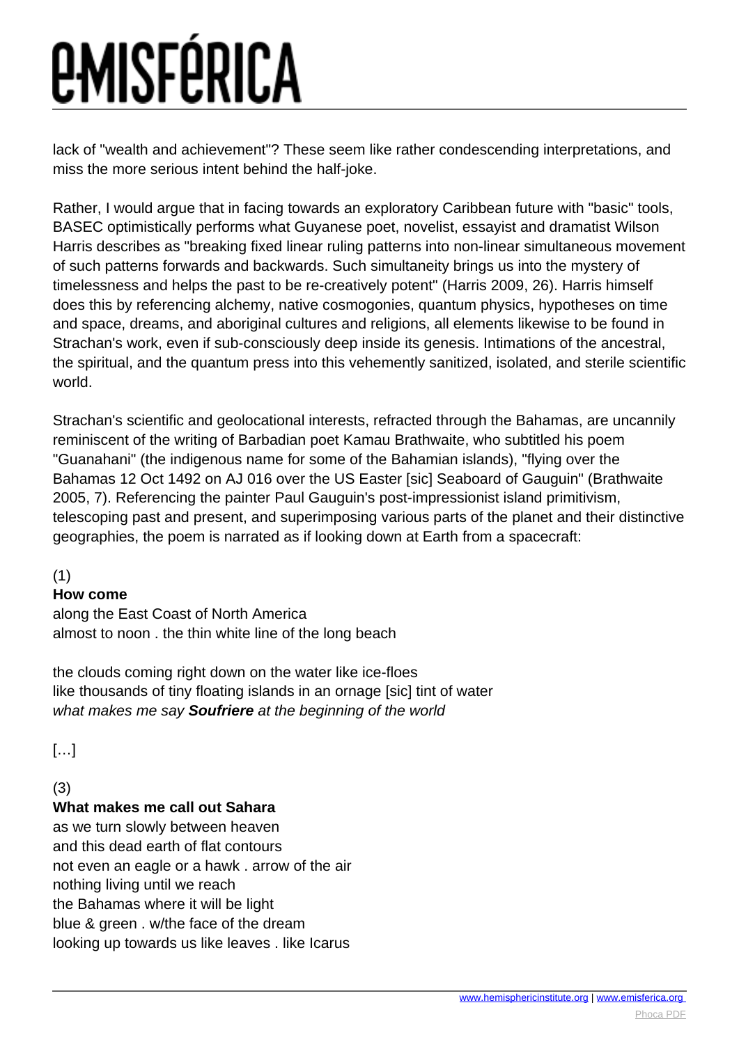lack of "wealth and achievement"? These seem like rather condescending interpretations, and miss the more serious intent behind the half-joke.

Rather, I would argue that in facing towards an exploratory Caribbean future with "basic" tools, BASEC optimistically performs what Guyanese poet, novelist, essayist and dramatist Wilson Harris describes as "breaking fixed linear ruling patterns into non-linear simultaneous movement of such patterns forwards and backwards. Such simultaneity brings us into the mystery of timelessness and helps the past to be re-creatively potent" (Harris 2009, 26). Harris himself does this by referencing alchemy, native cosmogonies, quantum physics, hypotheses on time and space, dreams, and aboriginal cultures and religions, all elements likewise to be found in Strachan's work, even if sub-consciously deep inside its genesis. Intimations of the ancestral, the spiritual, and the quantum press into this vehemently sanitized, isolated, and sterile scientific world.

Strachan's scientific and geolocational interests, refracted through the Bahamas, are uncannily reminiscent of the writing of Barbadian poet Kamau Brathwaite, who subtitled his poem "Guanahani" (the indigenous name for some of the Bahamian islands), "flying over the Bahamas 12 Oct 1492 on AJ 016 over the US Easter [sic] Seaboard of Gauguin" (Brathwaite 2005, 7). Referencing the painter Paul Gauguin's post-impressionist island primitivism, telescoping past and present, and superimposing various parts of the planet and their distinctive geographies, the poem is narrated as if looking down at Earth from a spacecraft:

(1)
**How come**
along the East Coast of North America
almost to noon . the thin white line of the long beach

the clouds coming right down on the water like ice-floes
like thousands of tiny floating islands in an ornage [sic] tint of water
*what makes me say* ***Soufriere*** *at the beginning of the world*

[…]

(3)
**What makes me call out Sahara**
as we turn slowly between heaven
and this dead earth of flat contours
not even an eagle or a hawk . arrow of the air
nothing living until we reach
the Bahamas where it will be light
blue & green . w/the face of the dream
looking up towards us like leaves . like Icarus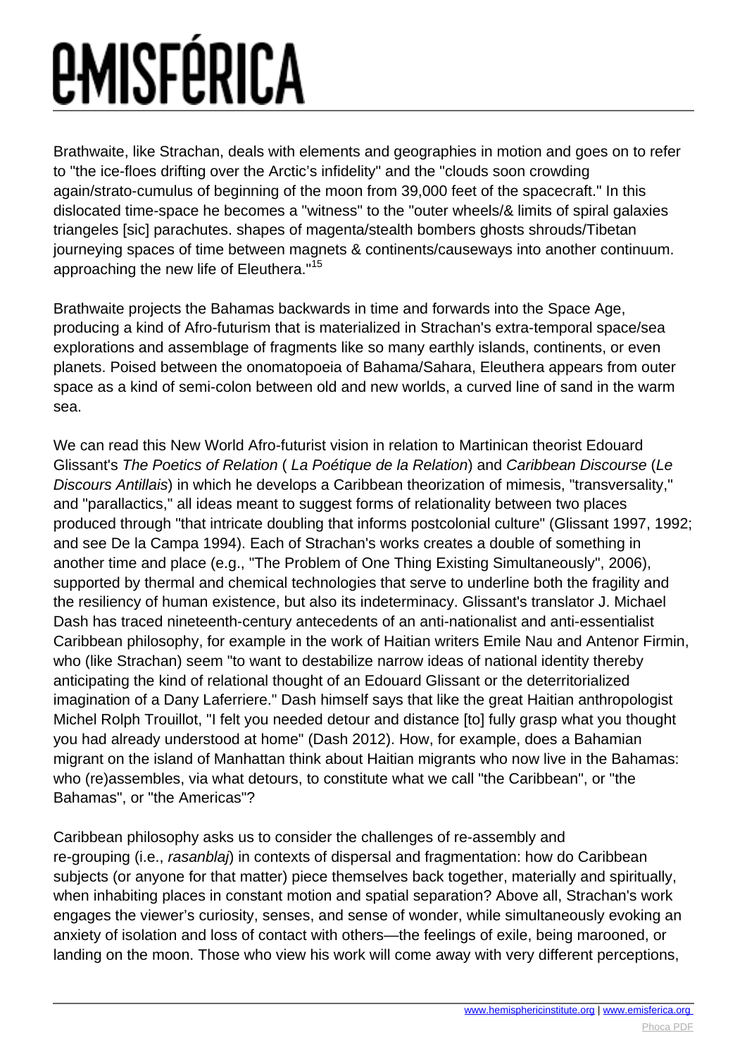Brathwaite, like Strachan, deals with elements and geographies in motion and goes on to refer to "the ice-floes drifting over the Arctic's infidelity" and the "clouds soon crowding again/strato-cumulus of beginning of the moon from 39,000 feet of the spacecraft." In this dislocated time-space he becomes a "witness" to the "outer wheels/& limits of spiral galaxies triangeles [sic] parachutes. shapes of magenta/stealth bombers ghosts shrouds/Tibetan journeying spaces of time between magnets & continents/causeways into another continuum. approaching the new life of Eleuthera."[15]

Brathwaite projects the Bahamas backwards in time and forwards into the Space Age, producing a kind of Afro-futurism that is materialized in Strachan's extra-temporal space/sea explorations and assemblage of fragments like so many earthly islands, continents, or even planets. Poised between the onomatopoeia of Bahama/Sahara, Eleuthera appears from outer space as a kind of semi-colon between old and new worlds, a curved line of sand in the warm sea.

We can read this New World Afro-futurist vision in relation to Martinican theorist Edouard Glissant's *The Poetics of Relation* ( *La Poétique de la Relation*) and *Caribbean Discourse* (*Le Discours Antillais*) in which he develops a Caribbean theorization of mimesis, "transversality," and "parallactics," all ideas meant to suggest forms of relationality between two places produced through "that intricate doubling that informs postcolonial culture" (Glissant 1997, 1992; and see De la Campa 1994). Each of Strachan's works creates a double of something in another time and place (e.g., "The Problem of One Thing Existing Simultaneously", 2006), supported by thermal and chemical technologies that serve to underline both the fragility and the resiliency of human existence, but also its indeterminacy. Glissant's translator J. Michael Dash has traced nineteenth-century antecedents of an anti-nationalist and anti-essentialist Caribbean philosophy, for example in the work of Haitian writers Emile Nau and Antenor Firmin, who (like Strachan) seem "to want to destabilize narrow ideas of national identity thereby anticipating the kind of relational thought of an Edouard Glissant or the deterritorialized imagination of a Dany Laferriere." Dash himself says that like the great Haitian anthropologist Michel Rolph Trouillot, "I felt you needed detour and distance [to] fully grasp what you thought you had already understood at home" (Dash 2012). How, for example, does a Bahamian migrant on the island of Manhattan think about Haitian migrants who now live in the Bahamas: who (re)assembles, via what detours, to constitute what we call "the Caribbean", or "the Bahamas", or "the Americas"?

Caribbean philosophy asks us to consider the challenges of re-assembly and re-grouping (i.e., *rasanblaj*) in contexts of dispersal and fragmentation: how do Caribbean subjects (or anyone for that matter) piece themselves back together, materially and spiritually, when inhabiting places in constant motion and spatial separation? Above all, Strachan's work engages the viewer's curiosity, senses, and sense of wonder, while simultaneously evoking an anxiety of isolation and loss of contact with others—the feelings of exile, being marooned, or landing on the moon. Those who view his work will come away with very different perceptions,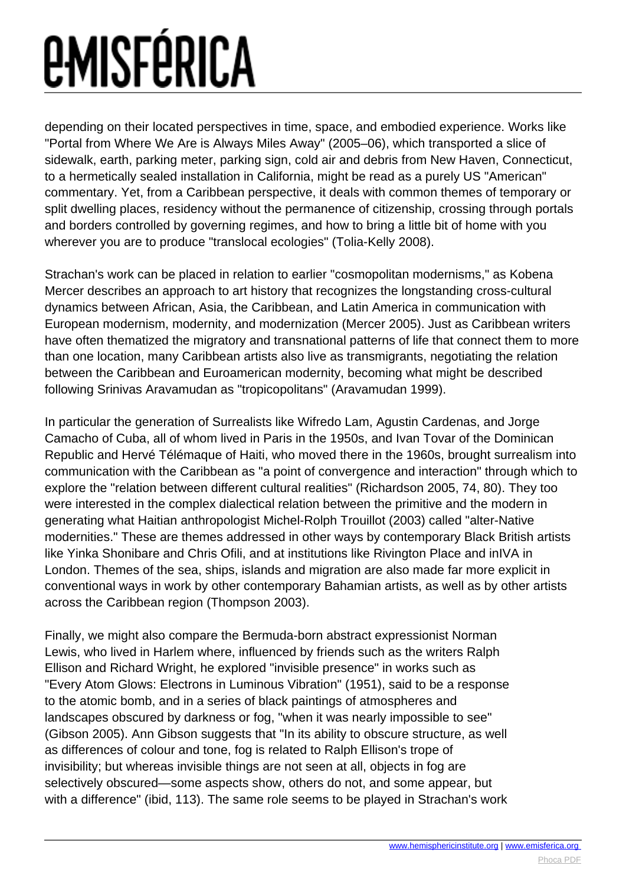depending on their located perspectives in time, space, and embodied experience. Works like "Portal from Where We Are is Always Miles Away" (2005–06), which transported a slice of sidewalk, earth, parking meter, parking sign, cold air and debris from New Haven, Connecticut, to a hermetically sealed installation in California, might be read as a purely US "American" commentary. Yet, from a Caribbean perspective, it deals with common themes of temporary or split dwelling places, residency without the permanence of citizenship, crossing through portals and borders controlled by governing regimes, and how to bring a little bit of home with you wherever you are to produce "translocal ecologies" (Tolia-Kelly 2008).

Strachan's work can be placed in relation to earlier "cosmopolitan modernisms," as Kobena Mercer describes an approach to art history that recognizes the longstanding cross-cultural dynamics between African, Asia, the Caribbean, and Latin America in communication with European modernism, modernity, and modernization (Mercer 2005). Just as Caribbean writers have often thematized the migratory and transnational patterns of life that connect them to more than one location, many Caribbean artists also live as transmigrants, negotiating the relation between the Caribbean and Euroamerican modernity, becoming what might be described following Srinivas Aravamudan as "tropicopolitans" (Aravamudan 1999).

In particular the generation of Surrealists like Wifredo Lam, Agustin Cardenas, and Jorge Camacho of Cuba, all of whom lived in Paris in the 1950s, and Ivan Tovar of the Dominican Republic and Hervé Télémaque of Haiti, who moved there in the 1960s, brought surrealism into communication with the Caribbean as "a point of convergence and interaction" through which to explore the "relation between different cultural realities" (Richardson 2005, 74, 80). They too were interested in the complex dialectical relation between the primitive and the modern in generating what Haitian anthropologist Michel-Rolph Trouillot (2003) called "alter-Native modernities." These are themes addressed in other ways by contemporary Black British artists like Yinka Shonibare and Chris Ofili, and at institutions like Rivington Place and inIVA in London. Themes of the sea, ships, islands and migration are also made far more explicit in conventional ways in work by other contemporary Bahamian artists, as well as by other artists across the Caribbean region (Thompson 2003).

Finally, we might also compare the Bermuda-born abstract expressionist Norman Lewis, who lived in Harlem where, influenced by friends such as the writers Ralph Ellison and Richard Wright, he explored "invisible presence" in works such as "Every Atom Glows: Electrons in Luminous Vibration" (1951), said to be a response to the atomic bomb, and in a series of black paintings of atmospheres and landscapes obscured by darkness or fog, "when it was nearly impossible to see" (Gibson 2005). Ann Gibson suggests that "In its ability to obscure structure, as well as differences of colour and tone, fog is related to Ralph Ellison's trope of invisibility; but whereas invisible things are not seen at all, objects in fog are selectively obscured—some aspects show, others do not, and some appear, but with a difference" (ibid, 113). The same role seems to be played in Strachan's work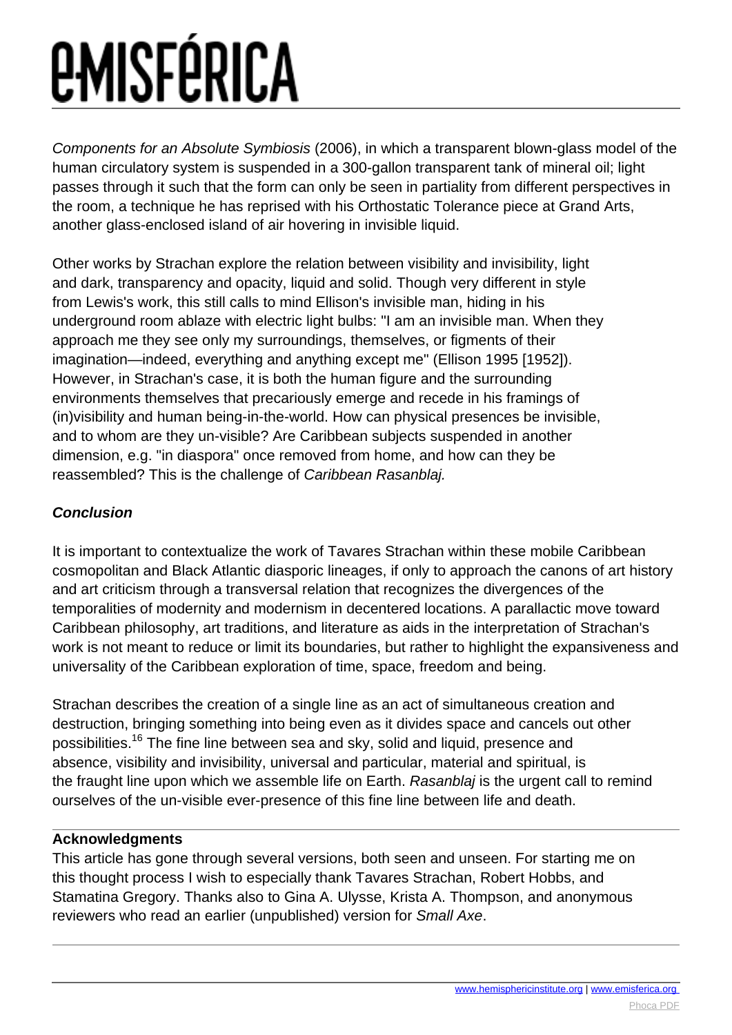*Components for an Absolute Symbiosis* (2006), in which a transparent blown-glass model of the human circulatory system is suspended in a 300-gallon transparent tank of mineral oil; light passes through it such that the form can only be seen in partiality from different perspectives in the room, a technique he has reprised with his Orthostatic Tolerance piece at Grand Arts, another glass-enclosed island of air hovering in invisible liquid.

Other works by Strachan explore the relation between visibility and invisibility, light and dark, transparency and opacity, liquid and solid. Though very different in style from Lewis's work, this still calls to mind Ellison's invisible man, hiding in his underground room ablaze with electric light bulbs: "I am an invisible man. When they approach me they see only my surroundings, themselves, or figments of their imagination—indeed, everything and anything except me" (Ellison 1995 [1952]). However, in Strachan's case, it is both the human figure and the surrounding environments themselves that precariously emerge and recede in his framings of (in)visibility and human being-in-the-world. How can physical presences be invisible, and to whom are they un-visible? Are Caribbean subjects suspended in another dimension, e.g. "in diaspora" once removed from home, and how can they be reassembled? This is the challenge of *Caribbean Rasanblaj.*

### **Conclusion**

It is important to contextualize the work of Tavares Strachan within these mobile Caribbean cosmopolitan and Black Atlantic diasporic lineages, if only to approach the canons of art history and art criticism through a transversal relation that recognizes the divergences of the temporalities of modernity and modernism in decentered locations. A parallactic move toward Caribbean philosophy, art traditions, and literature as aids in the interpretation of Strachan's work is not meant to reduce or limit its boundaries, but rather to highlight the expansiveness and universality of the Caribbean exploration of time, space, freedom and being.

Strachan describes the creation of a single line as an act of simultaneous creation and destruction, bringing something into being even as it divides space and cancels out other possibilities.[16] The fine line between sea and sky, solid and liquid, presence and absence, visibility and invisibility, universal and particular, material and spiritual, is the fraught line upon which we assemble life on Earth. *Rasanblaj* is the urgent call to remind ourselves of the un-visible ever-presence of this fine line between life and death.

---

**Acknowledgments**

This article has gone through several versions, both seen and unseen. For starting me on this thought process I wish to especially thank Tavares Strachan, Robert Hobbs, and Stamatina Gregory. Thanks also to Gina A. Ulysse, Krista A. Thompson, and anonymous reviewers who read an earlier (unpublished) version for *Small Axe*.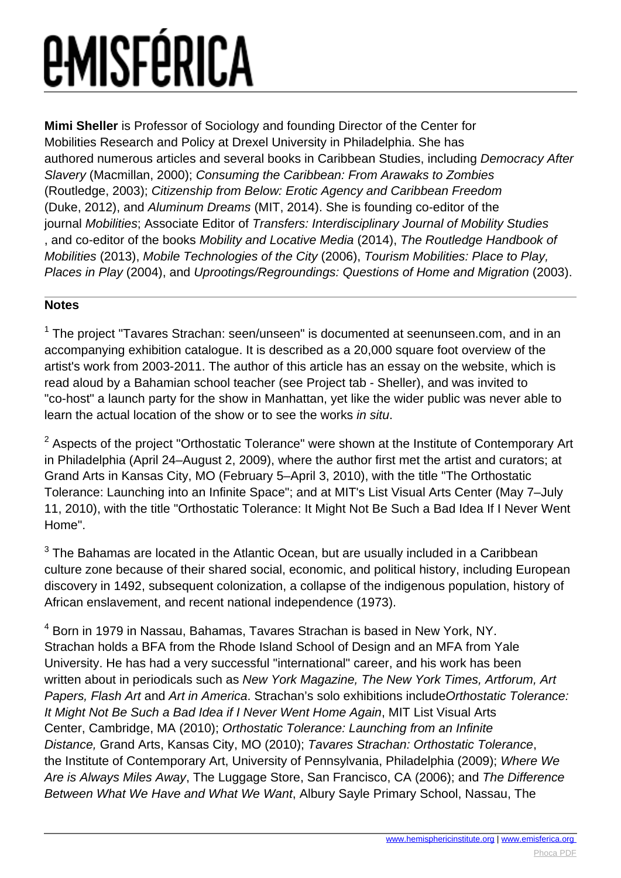**Mimi Sheller** is Professor of Sociology and founding Director of the Center for Mobilities Research and Policy at Drexel University in Philadelphia. She has authored numerous articles and several books in Caribbean Studies, including *Democracy After Slavery* (Macmillan, 2000); *Consuming the Caribbean: From Arawaks to Zombies* (Routledge, 2003); *Citizenship from Below: Erotic Agency and Caribbean Freedom* (Duke, 2012), and *Aluminum Dreams* (MIT, 2014). She is founding co-editor of the journal *Mobilities*; Associate Editor of *Transfers: Interdisciplinary Journal of Mobility Studies* , and co-editor of the books *Mobility and Locative Media* (2014), *The Routledge Handbook of Mobilities* (2013), *Mobile Technologies of the City* (2006), *Tourism Mobilities: Place to Play, Places in Play* (2004), and *Uprootings/Regroundings: Questions of Home and Migration* (2003).

---

**Notes**

[1] The project "Tavares Strachan: seen/unseen" is documented at seenunseen.com, and in an accompanying exhibition catalogue. It is described as a 20,000 square foot overview of the artist's work from 2003-2011. The author of this article has an essay on the website, which is read aloud by a Bahamian school teacher (see Project tab - Sheller), and was invited to "co-host" a launch party for the show in Manhattan, yet like the wider public was never able to learn the actual location of the show or to see the works *in situ*.

[2] Aspects of the project "Orthostatic Tolerance" were shown at the Institute of Contemporary Art in Philadelphia (April 24–August 2, 2009), where the author first met the artist and curators; at Grand Arts in Kansas City, MO (February 5–April 3, 2010), with the title "The Orthostatic Tolerance: Launching into an Infinite Space"; and at MIT's List Visual Arts Center (May 7–July 11, 2010), with the title "Orthostatic Tolerance: It Might Not Be Such a Bad Idea If I Never Went Home".

[3] The Bahamas are located in the Atlantic Ocean, but are usually included in a Caribbean culture zone because of their shared social, economic, and political history, including European discovery in 1492, subsequent colonization, a collapse of the indigenous population, history of African enslavement, and recent national independence (1973).

[4] Born in 1979 in Nassau, Bahamas, Tavares Strachan is based in New York, NY. Strachan holds a BFA from the Rhode Island School of Design and an MFA from Yale University. He has had a very successful "international" career, and his work has been written about in periodicals such as *New York Magazine, The New York Times, Artforum, Art Papers, Flash Art* and *Art in America*. Strachan's solo exhibitions include*Orthostatic Tolerance: It Might Not Be Such a Bad Idea if I Never Went Home Again*, MIT List Visual Arts Center, Cambridge, MA (2010); *Orthostatic Tolerance: Launching from an Infinite Distance,* Grand Arts, Kansas City, MO (2010); *Tavares Strachan: Orthostatic Tolerance*, the Institute of Contemporary Art, University of Pennsylvania, Philadelphia (2009); *Where We Are is Always Miles Away*, The Luggage Store, San Francisco, CA (2006); and *The Difference Between What We Have and What We Want*, Albury Sayle Primary School, Nassau, The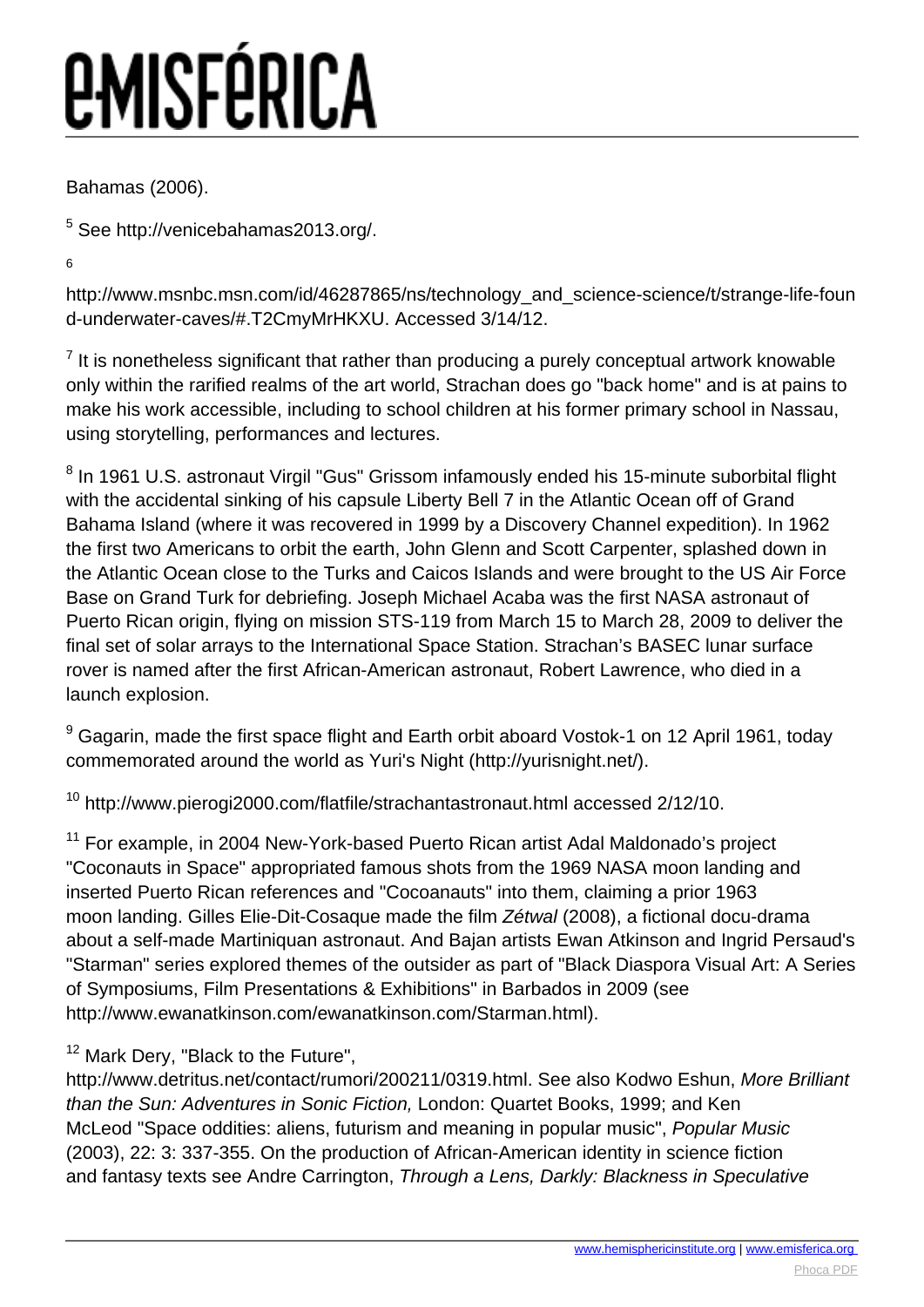Bahamas (2006).

[5] See http://venicebahamas2013.org/.

[6] http://www.msnbc.msn.com/id/46287865/ns/technology_and_science-science/t/strange-life-found-underwater-caves/#.T2CmyMrHKXU. Accessed 3/14/12.

[7] It is nonetheless significant that rather than producing a purely conceptual artwork knowable only within the rarified realms of the art world, Strachan does go "back home" and is at pains to make his work accessible, including to school children at his former primary school in Nassau, using storytelling, performances and lectures.

[8] In 1961 U.S. astronaut Virgil "Gus" Grissom infamously ended his 15-minute suborbital flight with the accidental sinking of his capsule Liberty Bell 7 in the Atlantic Ocean off of Grand Bahama Island (where it was recovered in 1999 by a Discovery Channel expedition). In 1962 the first two Americans to orbit the earth, John Glenn and Scott Carpenter, splashed down in the Atlantic Ocean close to the Turks and Caicos Islands and were brought to the US Air Force Base on Grand Turk for debriefing. Joseph Michael Acaba was the first NASA astronaut of Puerto Rican origin, flying on mission STS-119 from March 15 to March 28, 2009 to deliver the final set of solar arrays to the International Space Station. Strachan's BASEC lunar surface rover is named after the first African-American astronaut, Robert Lawrence, who died in a launch explosion.

[9] Gagarin, made the first space flight and Earth orbit aboard Vostok-1 on 12 April 1961, today commemorated around the world as Yuri's Night (http://yurisnight.net/).

[10] http://www.pierogi2000.com/flatfile/strachantastronaut.html accessed 2/12/10.

[11] For example, in 2004 New-York-based Puerto Rican artist Adal Maldonado's project "Coconauts in Space" appropriated famous shots from the 1969 NASA moon landing and inserted Puerto Rican references and "Cocoanauts" into them, claiming a prior 1963 moon landing. Gilles Elie-Dit-Cosaque made the film *Zétwal* (2008), a fictional docu-drama about a self-made Martiniquan astronaut. And Bajan artists Ewan Atkinson and Ingrid Persaud's "Starman" series explored themes of the outsider as part of "Black Diaspora Visual Art: A Series of Symposiums, Film Presentations & Exhibitions" in Barbados in 2009 (see http://www.ewanatkinson.com/ewanatkinson.com/Starman.html).

[12] Mark Dery, "Black to the Future", http://www.detritus.net/contact/rumori/200211/0319.html. See also Kodwo Eshun, *More Brilliant than the Sun: Adventures in Sonic Fiction,* London: Quartet Books, 1999; and Ken McLeod "Space oddities: aliens, futurism and meaning in popular music", *Popular Music* (2003), 22: 3: 337-355. On the production of African-American identity in science fiction and fantasy texts see Andre Carrington, *Through a Lens, Darkly: Blackness in Speculative*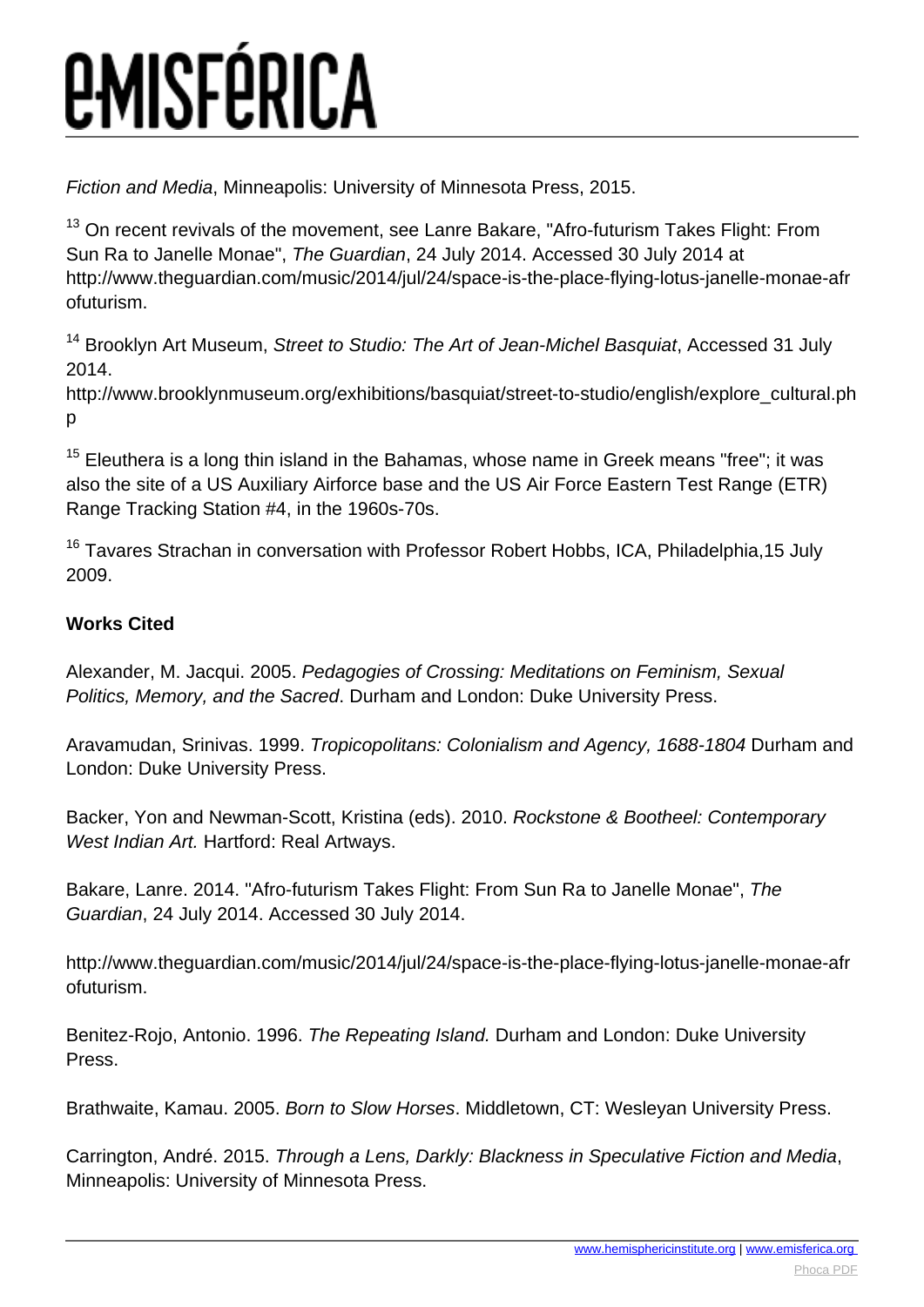*Fiction and Media*, Minneapolis: University of Minnesota Press, 2015.

[13] On recent revivals of the movement, see Lanre Bakare, "Afro-futurism Takes Flight: From Sun Ra to Janelle Monae", *The Guardian*, 24 July 2014. Accessed 30 July 2014 at http://www.theguardian.com/music/2014/jul/24/space-is-the-place-flying-lotus-janelle-monae-afrofuturism.

[14] Brooklyn Art Museum, *Street to Studio: The Art of Jean-Michel Basquiat*, Accessed 31 July 2014. http://www.brooklynmuseum.org/exhibitions/basquiat/street-to-studio/english/explore_cultural.php

[15] Eleuthera is a long thin island in the Bahamas, whose name in Greek means "free"; it was also the site of a US Auxiliary Airforce base and the US Air Force Eastern Test Range (ETR) Range Tracking Station #4, in the 1960s-70s.

[16] Tavares Strachan in conversation with Professor Robert Hobbs, ICA, Philadelphia,15 July 2009.

**Works Cited**

Alexander, M. Jacqui. 2005. *Pedagogies of Crossing: Meditations on Feminism, Sexual Politics, Memory, and the Sacred*. Durham and London: Duke University Press.

Aravamudan, Srinivas. 1999. *Tropicopolitans: Colonialism and Agency, 1688-1804* Durham and London: Duke University Press.

Backer, Yon and Newman-Scott, Kristina (eds). 2010. *Rockstone & Bootheel: Contemporary West Indian Art.* Hartford: Real Artways.

Bakare, Lanre. 2014. "Afro-futurism Takes Flight: From Sun Ra to Janelle Monae", *The Guardian*, 24 July 2014. Accessed 30 July 2014.

http://www.theguardian.com/music/2014/jul/24/space-is-the-place-flying-lotus-janelle-monae-afrofuturism.

Benitez-Rojo, Antonio. 1996. *The Repeating Island.* Durham and London: Duke University Press.

Brathwaite, Kamau. 2005. *Born to Slow Horses*. Middletown, CT: Wesleyan University Press.

Carrington, André. 2015. *Through a Lens, Darkly: Blackness in Speculative Fiction and Media*, Minneapolis: University of Minnesota Press.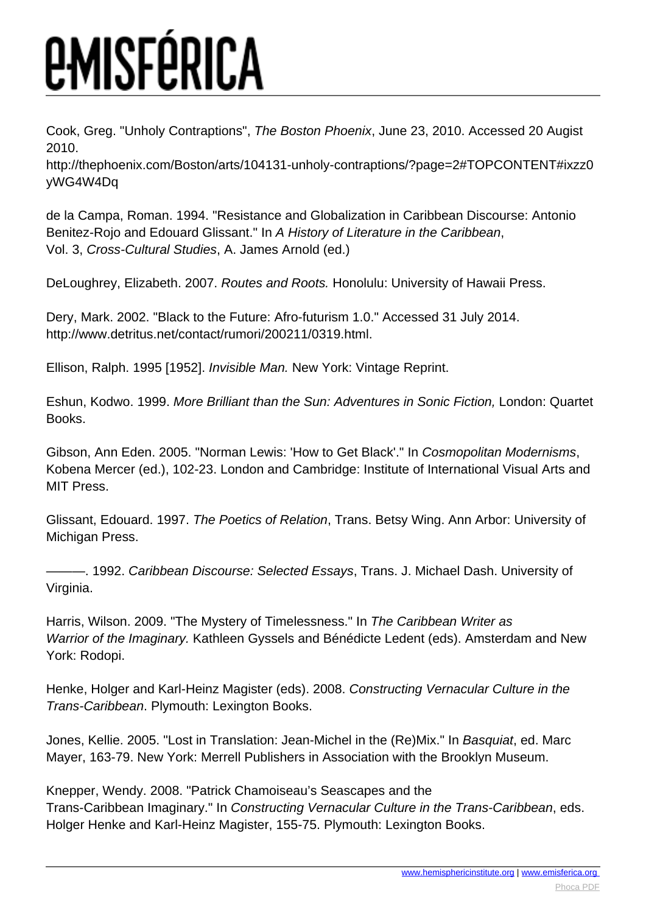Cook, Greg. "Unholy Contraptions", *The Boston Phoenix*, June 23, 2010. Accessed 20 Augist 2010. http://thephoenix.com/Boston/arts/104131-unholy-contraptions/?page=2#TOPCONTENT#ixzz0yWG4W4Dq

de la Campa, Roman. 1994. "Resistance and Globalization in Caribbean Discourse: Antonio Benitez-Rojo and Edouard Glissant." In *A History of Literature in the Caribbean*, Vol. 3, *Cross-Cultural Studies*, A. James Arnold (ed.)

DeLoughrey, Elizabeth. 2007. *Routes and Roots.* Honolulu: University of Hawaii Press.

Dery, Mark. 2002. "Black to the Future: Afro-futurism 1.0." Accessed 31 July 2014. http://www.detritus.net/contact/rumori/200211/0319.html.

Ellison, Ralph. 1995 [1952]. *Invisible Man.* New York: Vintage Reprint.

Eshun, Kodwo. 1999. *More Brilliant than the Sun: Adventures in Sonic Fiction,* London: Quartet Books.

Gibson, Ann Eden. 2005. "Norman Lewis: 'How to Get Black'." In *Cosmopolitan Modernisms*, Kobena Mercer (ed.), 102-23. London and Cambridge: Institute of International Visual Arts and MIT Press.

Glissant, Edouard. 1997. *The Poetics of Relation*, Trans. Betsy Wing. Ann Arbor: University of Michigan Press.

———. 1992. *Caribbean Discourse: Selected Essays*, Trans. J. Michael Dash. University of Virginia.

Harris, Wilson. 2009. "The Mystery of Timelessness." In *The Caribbean Writer as Warrior of the Imaginary.* Kathleen Gyssels and Bénédicte Ledent (eds). Amsterdam and New York: Rodopi.

Henke, Holger and Karl-Heinz Magister (eds). 2008. *Constructing Vernacular Culture in the Trans-Caribbean*. Plymouth: Lexington Books.

Jones, Kellie. 2005. "Lost in Translation: Jean-Michel in the (Re)Mix." In *Basquiat*, ed. Marc Mayer, 163-79. New York: Merrell Publishers in Association with the Brooklyn Museum.

Knepper, Wendy. 2008. "Patrick Chamoiseau's Seascapes and the Trans-Caribbean Imaginary." In *Constructing Vernacular Culture in the Trans-Caribbean*, eds. Holger Henke and Karl-Heinz Magister, 155-75. Plymouth: Lexington Books.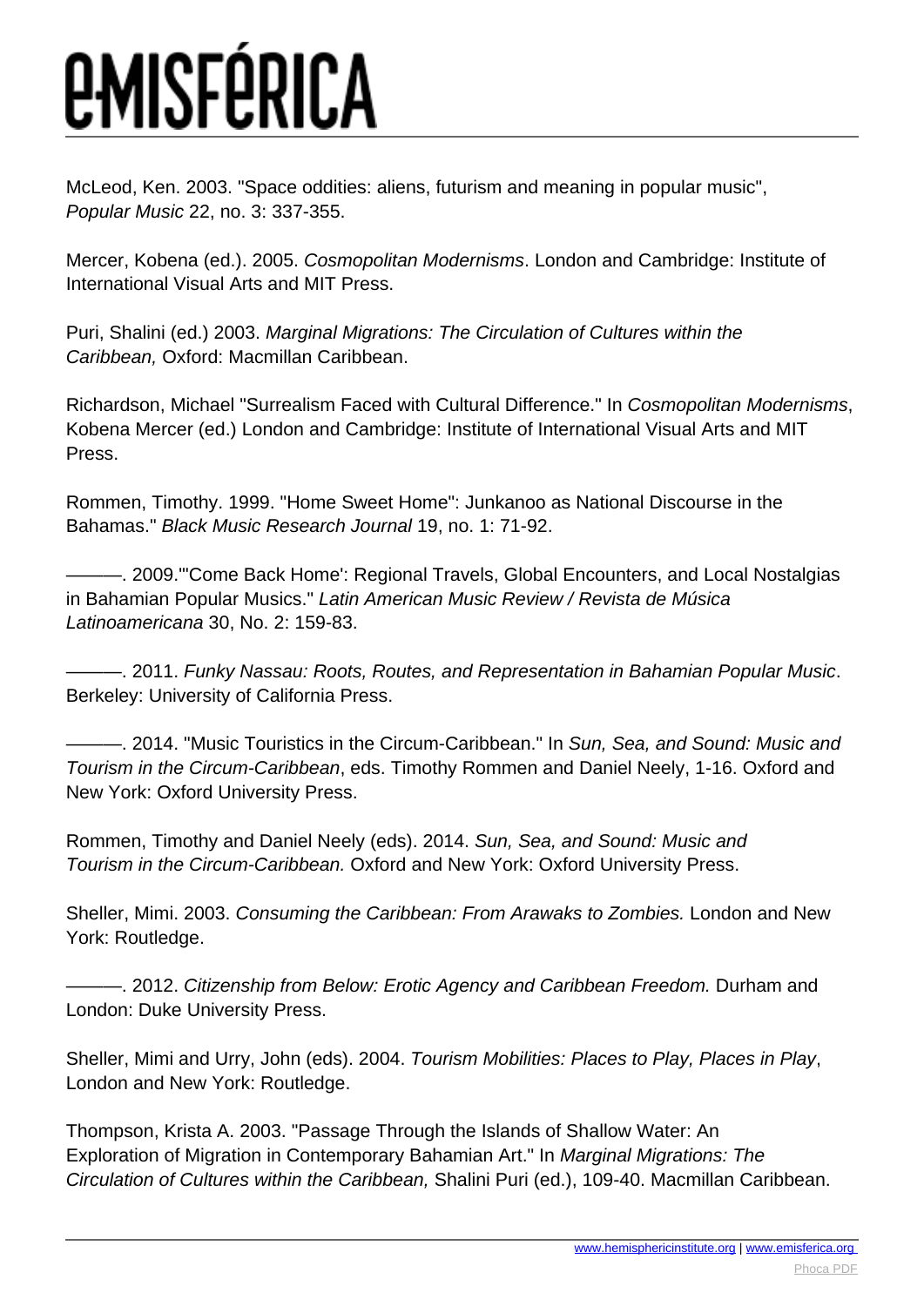McLeod, Ken. 2003. "Space oddities: aliens, futurism and meaning in popular music", *Popular Music* 22, no. 3: 337-355.

Mercer, Kobena (ed.). 2005. *Cosmopolitan Modernisms*. London and Cambridge: Institute of International Visual Arts and MIT Press.

Puri, Shalini (ed.) 2003. *Marginal Migrations: The Circulation of Cultures within the Caribbean,* Oxford: Macmillan Caribbean.

Richardson, Michael "Surrealism Faced with Cultural Difference." In *Cosmopolitan Modernisms*, Kobena Mercer (ed.) London and Cambridge: Institute of International Visual Arts and MIT Press.

Rommen, Timothy. 1999. "Home Sweet Home": Junkanoo as National Discourse in the Bahamas." *Black Music Research Journal* 19, no. 1: 71-92.

———. 2009."'Come Back Home': Regional Travels, Global Encounters, and Local Nostalgias in Bahamian Popular Musics." *Latin American Music Review / Revista de Música Latinoamericana* 30, No. 2: 159-83.

———. 2011. *Funky Nassau: Roots, Routes, and Representation in Bahamian Popular Music*. Berkeley: University of California Press.

———. 2014. "Music Touristics in the Circum-Caribbean." In *Sun, Sea, and Sound: Music and Tourism in the Circum-Caribbean*, eds. Timothy Rommen and Daniel Neely, 1-16. Oxford and New York: Oxford University Press.

Rommen, Timothy and Daniel Neely (eds). 2014. *Sun, Sea, and Sound: Music and Tourism in the Circum-Caribbean.* Oxford and New York: Oxford University Press.

Sheller, Mimi. 2003. *Consuming the Caribbean: From Arawaks to Zombies.* London and New York: Routledge.

———. 2012. *Citizenship from Below: Erotic Agency and Caribbean Freedom.* Durham and London: Duke University Press.

Sheller, Mimi and Urry, John (eds). 2004. *Tourism Mobilities: Places to Play, Places in Play*, London and New York: Routledge.

Thompson, Krista A. 2003. "Passage Through the Islands of Shallow Water: An Exploration of Migration in Contemporary Bahamian Art." In *Marginal Migrations: The Circulation of Cultures within the Caribbean,* Shalini Puri (ed.), 109-40. Macmillan Caribbean.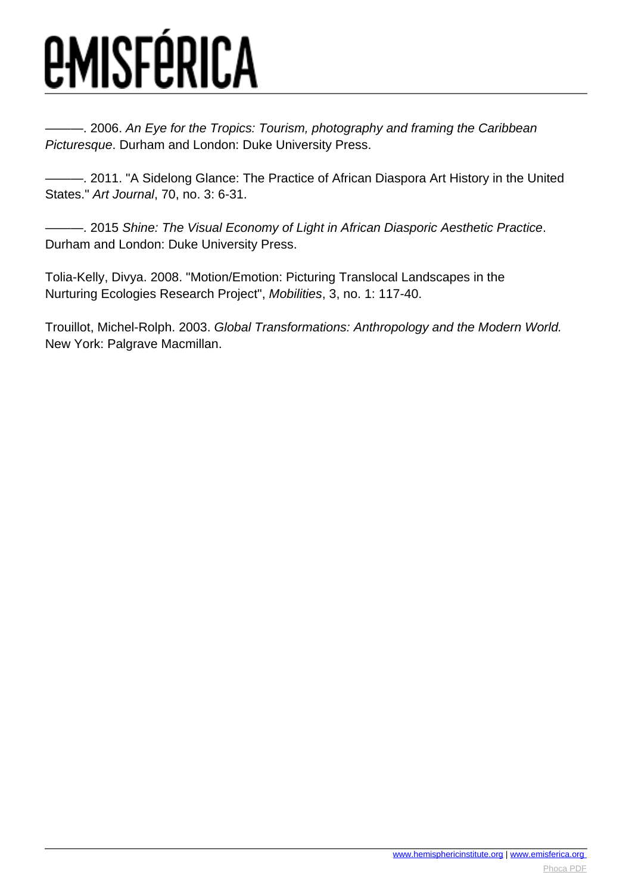———. 2006. *An Eye for the Tropics: Tourism, photography and framing the Caribbean Picturesque*. Durham and London: Duke University Press.

———. 2011. "A Sidelong Glance: The Practice of African Diaspora Art History in the United States." *Art Journal*, 70, no. 3: 6-31.

———. 2015 *Shine: The Visual Economy of Light in African Diasporic Aesthetic Practice*. Durham and London: Duke University Press.

Tolia-Kelly, Divya. 2008. "Motion/Emotion: Picturing Translocal Landscapes in the Nurturing Ecologies Research Project", *Mobilities*, 3, no. 1: 117-40.

Trouillot, Michel-Rolph. 2003. *Global Transformations: Anthropology and the Modern World.* New York: Palgrave Macmillan.